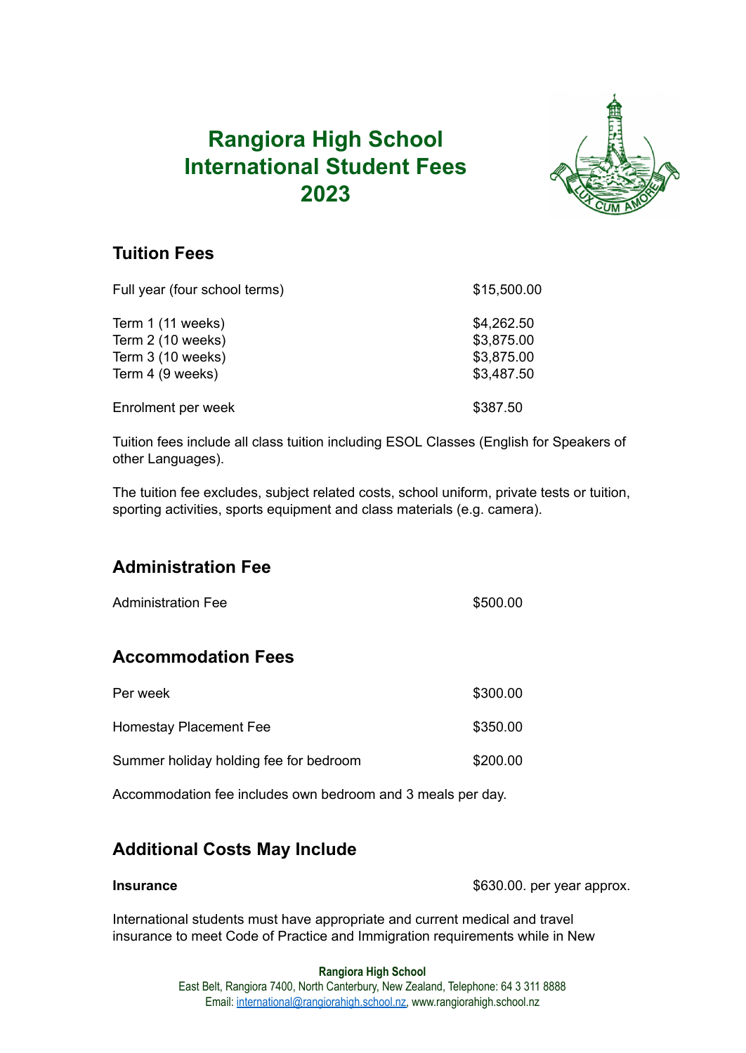# Rangiora High School International Student Fees 2023

## Tuition Fees

| | |
|---|---|
| Full year (four school terms) | $15,500.00 |
| Term 1 (11 weeks) | $4,262.50 |
| Term 2 (10 weeks) | $3,875.00 |
| Term 3 (10 weeks) | $3,875.00 |
| Term 4 (9 weeks) | $3,487.50 |
| Enrolment per week | $387.50 |

Tuition fees include all class tuition including ESOL Classes (English for Speakers of other Languages).

The tuition fee excludes, subject related costs, school uniform, private tests or tuition, sporting activities, sports equipment and class materials (e.g. camera).

## Administration Fee

| | |
|---|---|
| Administration Fee | $500.00 |

## Accommodation Fees

| | |
|---|---|
| Per week | $300.00 |
| Homestay Placement Fee | $350.00 |
| Summer holiday holding fee for bedroom | $200.00 |

Accommodation fee includes own bedroom and 3 meals per day.

## Additional Costs May Include

**Insurance** $630.00. per year approx.

International students must have appropriate and current medical and travel insurance to meet Code of Practice and Immigration requirements while in New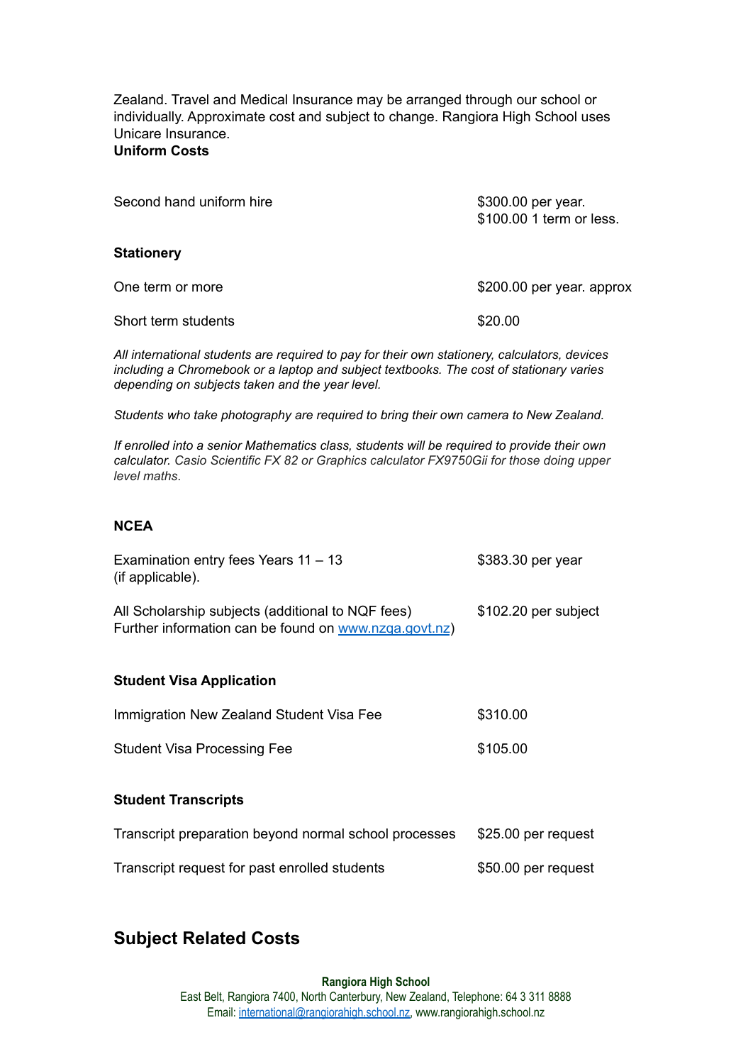Zealand. Travel and Medical Insurance may be arranged through our school or individually. Approximate cost and subject to change. Rangiora High School uses Unicare Insurance.

**Uniform Costs**

| | |
|---|---|
| Second hand uniform hire | $300.00 per year.<br>$100.00 1 term or less. |

**Stationery**

| | |
|---|---|
| One term or more | $200.00 per year. approx |
| Short term students | $20.00 |

*All international students are required to pay for their own stationery, calculators, devices including a Chromebook or a laptop and subject textbooks. The cost of stationary varies depending on subjects taken and the year level.*

*Students who take photography are required to bring their own camera to New Zealand.*

*If enrolled into a senior Mathematics class, students will be required to provide their own calculator. Casio Scientific FX 82 or Graphics calculator FX9750Gii for those doing upper level maths.*

**NCEA**

| | |
|---|---|
| Examination entry fees Years 11 – 13 (if applicable). | $383.30 per year |
| All Scholarship subjects (additional to NQF fees) Further information can be found on www.nzqa.govt.nz) | $102.20 per subject |

**Student Visa Application**

| | |
|---|---|
| Immigration New Zealand Student Visa Fee | $310.00 |
| Student Visa Processing Fee | $105.00 |

**Student Transcripts**

| | |
|---|---|
| Transcript preparation beyond normal school processes | $25.00 per request |
| Transcript request for past enrolled students | $50.00 per request |

## Subject Related Costs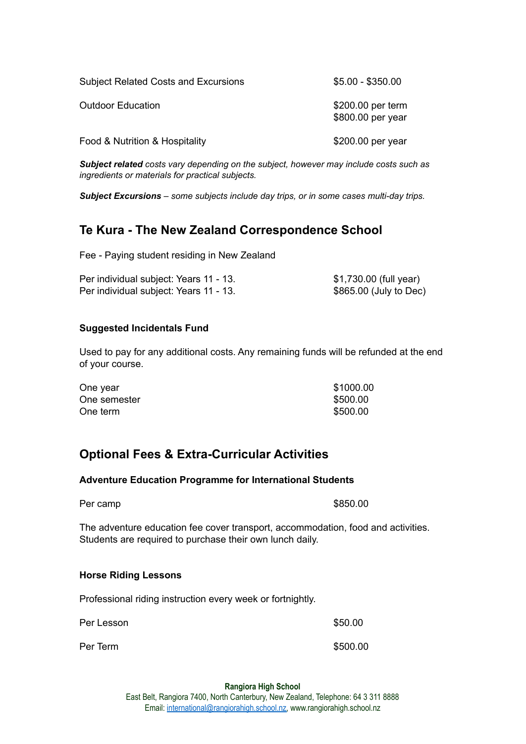| | |
|---|---|
| Subject Related Costs and Excursions | $5.00 - $350.00 |
| Outdoor Education | $200.00 per term<br>$800.00 per year |
| Food & Nutrition & Hospitality | $200.00 per year |

***Subject related*** *costs vary depending on the subject, however may include costs such as ingredients or materials for practical subjects.*

***Subject Excursions*** *– some subjects include day trips, or in some cases multi-day trips.*

## Te Kura - The New Zealand Correspondence School

Fee - Paying student residing in New Zealand

| | |
|---|---|
| Per individual subject: Years 11 - 13. | $1,730.00 (full year) |
| Per individual subject: Years 11 - 13. | $865.00 (July to Dec) |

### Suggested Incidentals Fund

Used to pay for any additional costs. Any remaining funds will be refunded at the end of your course.

| | |
|---|---|
| One year | $1000.00 |
| One semester | $500.00 |
| One term | $500.00 |

## Optional Fees & Extra-Curricular Activities

### Adventure Education Programme for International Students

| | |
|---|---|
| Per camp | $850.00 |

The adventure education fee cover transport, accommodation, food and activities. Students are required to purchase their own lunch daily.

### Horse Riding Lessons

Professional riding instruction every week or fortnightly.

| | |
|---|---|
| Per Lesson | $50.00 |
| Per Term | $500.00 |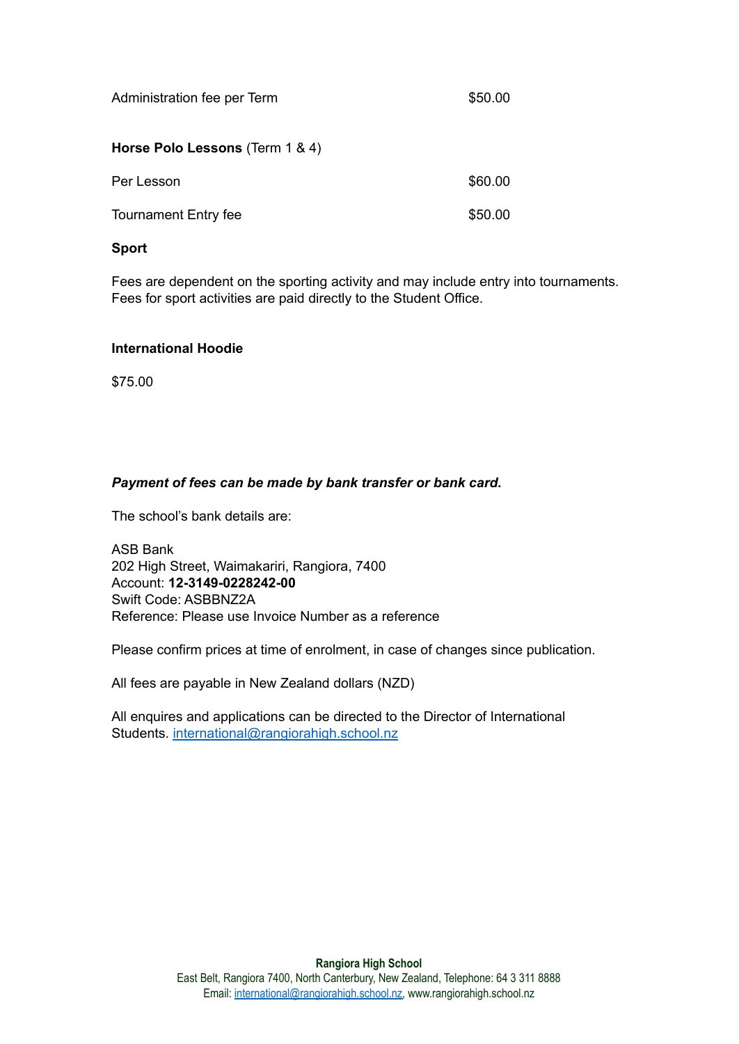| | |
|---|---|
| Administration fee per Term | $50.00 |

**Horse Polo Lessons** (Term 1 & 4)

| | |
|---|---|
| Per Lesson | $60.00 |
| Tournament Entry fee | $50.00 |

**Sport**

Fees are dependent on the sporting activity and may include entry into tournaments. Fees for sport activities are paid directly to the Student Office.

**International Hoodie**

$75.00

***Payment of fees can be made by bank transfer or bank card.***

The school's bank details are:

ASB Bank
202 High Street, Waimakariri, Rangiora, 7400
Account: **12-3149-0228242-00**
Swift Code: ASBBNZ2A
Reference: Please use Invoice Number as a reference

Please confirm prices at time of enrolment, in case of changes since publication.

All fees are payable in New Zealand dollars (NZD)

All enquires and applications can be directed to the Director of International Students. international@rangiorahigh.school.nz